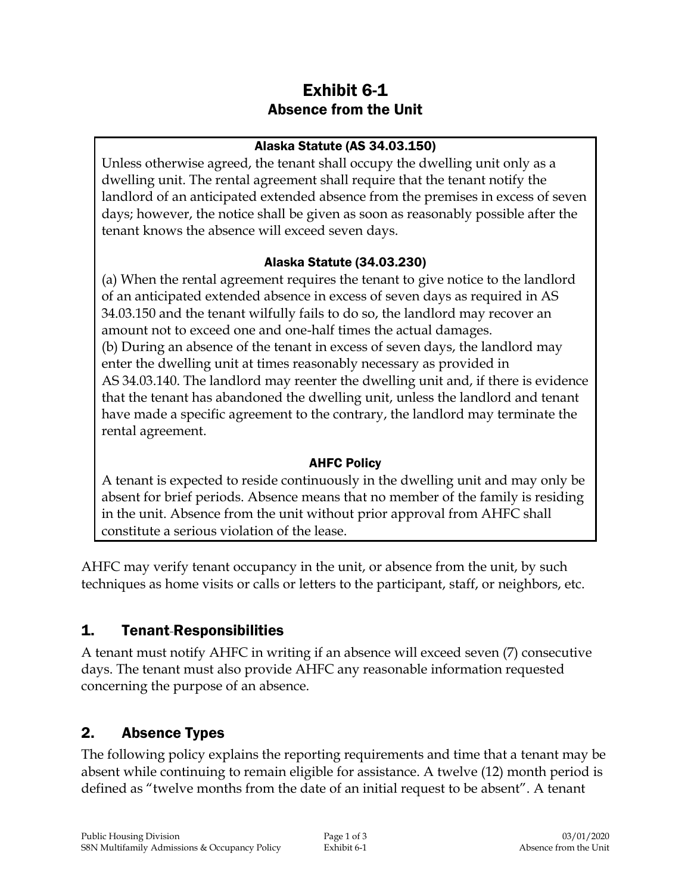# Exhibit 6-1
## Absence from the Unit

**Alaska Statute (AS 34.03.150)**

Unless otherwise agreed, the tenant shall occupy the dwelling unit only as a dwelling unit. The rental agreement shall require that the tenant notify the landlord of an anticipated extended absence from the premises in excess of seven days; however, the notice shall be given as soon as reasonably possible after the tenant knows the absence will exceed seven days.

**Alaska Statute (34.03.230)**

(a) When the rental agreement requires the tenant to give notice to the landlord of an anticipated extended absence in excess of seven days as required in AS 34.03.150 and the tenant wilfully fails to do so, the landlord may recover an amount not to exceed one and one-half times the actual damages.
(b) During an absence of the tenant in excess of seven days, the landlord may enter the dwelling unit at times reasonably necessary as provided in AS 34.03.140. The landlord may reenter the dwelling unit and, if there is evidence that the tenant has abandoned the dwelling unit, unless the landlord and tenant have made a specific agreement to the contrary, the landlord may terminate the rental agreement.

**AHFC Policy**

A tenant is expected to reside continuously in the dwelling unit and may only be absent for brief periods. Absence means that no member of the family is residing in the unit. Absence from the unit without prior approval from AHFC shall constitute a serious violation of the lease.

AHFC may verify tenant occupancy in the unit, or absence from the unit, by such techniques as home visits or calls or letters to the participant, staff, or neighbors, etc.

## 1. Tenant-Responsibilities

A tenant must notify AHFC in writing if an absence will exceed seven (7) consecutive days. The tenant must also provide AHFC any reasonable information requested concerning the purpose of an absence.

## 2. Absence Types

The following policy explains the reporting requirements and time that a tenant may be absent while continuing to remain eligible for assistance. A twelve (12) month period is defined as "twelve months from the date of an initial request to be absent". A tenant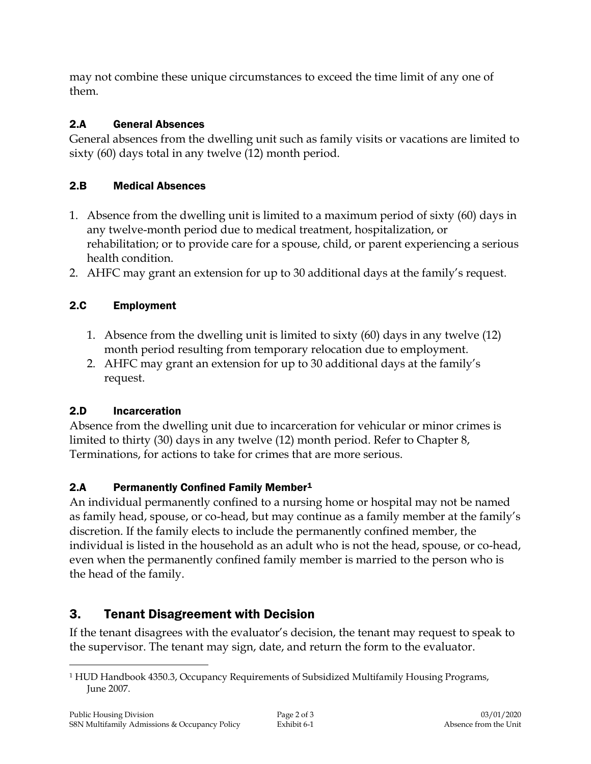may not combine these unique circumstances to exceed the time limit of any one of them.

### 2.A General Absences

General absences from the dwelling unit such as family visits or vacations are limited to sixty (60) days total in any twelve (12) month period.

### 2.B Medical Absences

1. Absence from the dwelling unit is limited to a maximum period of sixty (60) days in any twelve-month period due to medical treatment, hospitalization, or rehabilitation; or to provide care for a spouse, child, or parent experiencing a serious health condition.
2. AHFC may grant an extension for up to 30 additional days at the family's request.

### 2.C Employment

1. Absence from the dwelling unit is limited to sixty (60) days in any twelve (12) month period resulting from temporary relocation due to employment.
2. AHFC may grant an extension for up to 30 additional days at the family's request.

### 2.D Incarceration

Absence from the dwelling unit due to incarceration for vehicular or minor crimes is limited to thirty (30) days in any twelve (12) month period. Refer to Chapter 8, Terminations, for actions to take for crimes that are more serious.

### 2.A Permanently Confined Family Member[1]

An individual permanently confined to a nursing home or hospital may not be named as family head, spouse, or co-head, but may continue as a family member at the family's discretion. If the family elects to include the permanently confined member, the individual is listed in the household as an adult who is not the head, spouse, or co-head, even when the permanently confined family member is married to the person who is the head of the family.

## 3. Tenant Disagreement with Decision

If the tenant disagrees with the evaluator's decision, the tenant may request to speak to the supervisor. The tenant may sign, date, and return the form to the evaluator.

---

[1] HUD Handbook 4350.3, Occupancy Requirements of Subsidized Multifamily Housing Programs, June 2007.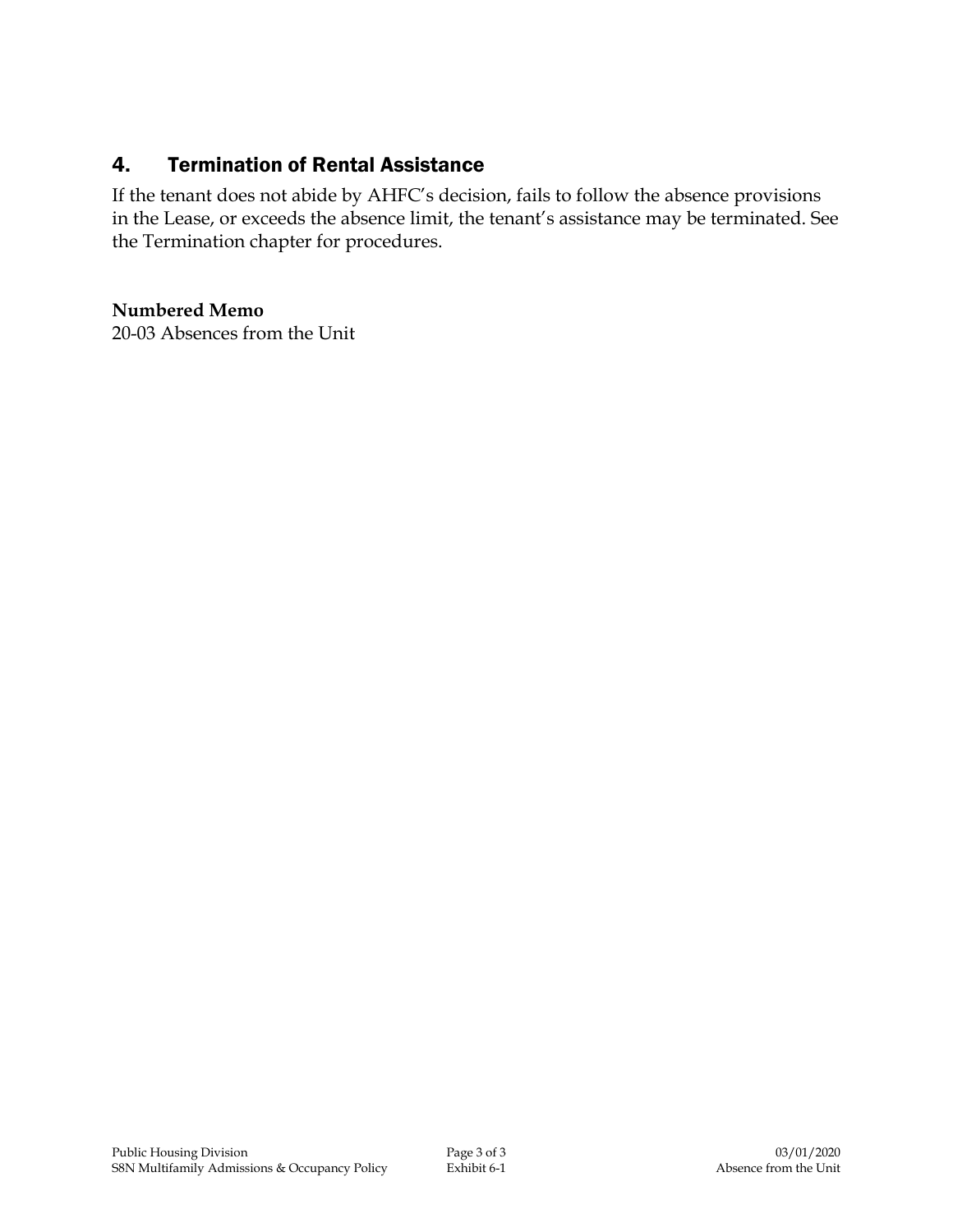## 4. Termination of Rental Assistance

If the tenant does not abide by AHFC's decision, fails to follow the absence provisions in the Lease, or exceeds the absence limit, the tenant's assistance may be terminated. See the Termination chapter for procedures.

**Numbered Memo**
20-03 Absences from the Unit